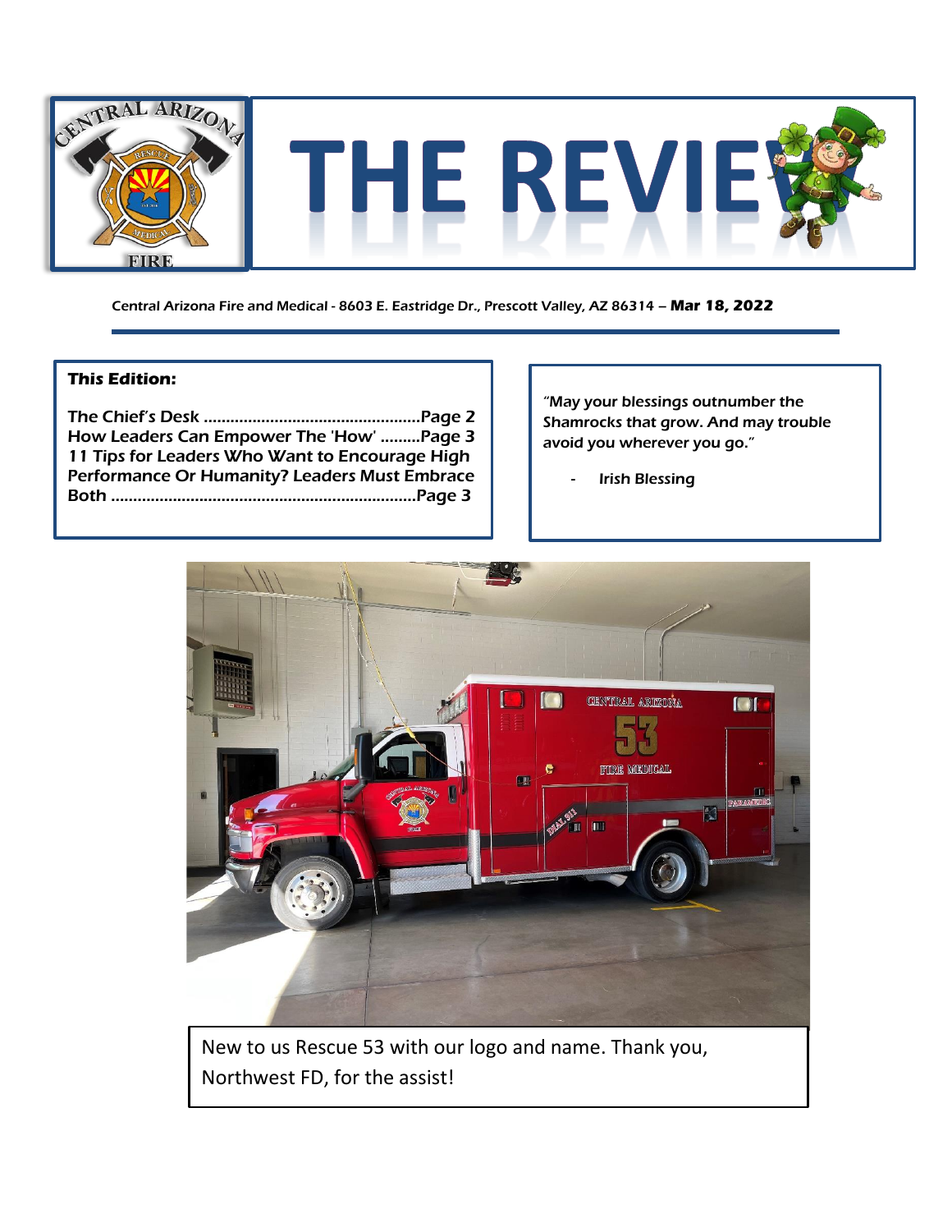# THE REVIEW

Central Arizona Fire and Medical - 8603 E. Eastridge Dr., Prescott Valley, AZ 86314 – **Mar 18, 2022**

**This Edition:**

The Chief's Desk ................................................Page 2
How Leaders Can Empower The 'How' .........Page 3
11 Tips for Leaders Who Want to Encourage High Performance Or Humanity? Leaders Must Embrace Both ....................................................................Page 3

"May your blessings outnumber the Shamrocks that grow. And may trouble avoid you wherever you go."

- Irish Blessing

New to us Rescue 53 with our logo and name. Thank you, Northwest FD, for the assist!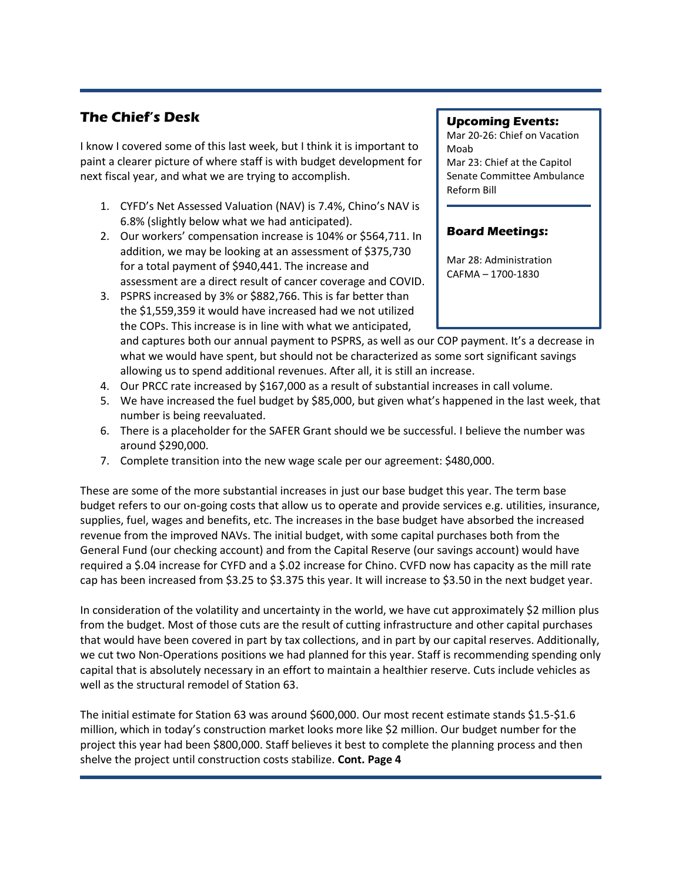## The Chief's Desk

I know I covered some of this last week, but I think it is important to paint a clearer picture of where staff is with budget development for next fiscal year, and what we are trying to accomplish.

1. CYFD's Net Assessed Valuation (NAV) is 7.4%, Chino's NAV is 6.8% (slightly below what we had anticipated).
2. Our workers' compensation increase is 104% or $564,711. In addition, we may be looking at an assessment of $375,730 for a total payment of $940,441. The increase and assessment are a direct result of cancer coverage and COVID.
3. PSPRS increased by 3% or $882,766. This is far better than the $1,559,359 it would have increased had we not utilized the COPs. This increase is in line with what we anticipated, and captures both our annual payment to PSPRS, as well as our COP payment. It's a decrease in what we would have spent, but should not be characterized as some sort significant savings allowing us to spend additional revenues. After all, it is still an increase.
4. Our PRCC rate increased by $167,000 as a result of substantial increases in call volume.
5. We have increased the fuel budget by $85,000, but given what's happened in the last week, that number is being reevaluated.
6. There is a placeholder for the SAFER Grant should we be successful. I believe the number was around $290,000.
7. Complete transition into the new wage scale per our agreement: $480,000.

These are some of the more substantial increases in just our base budget this year. The term base budget refers to our on-going costs that allow us to operate and provide services e.g. utilities, insurance, supplies, fuel, wages and benefits, etc. The increases in the base budget have absorbed the increased revenue from the improved NAVs. The initial budget, with some capital purchases both from the General Fund (our checking account) and from the Capital Reserve (our savings account) would have required a $.04 increase for CYFD and a $.02 increase for Chino. CVFD now has capacity as the mill rate cap has been increased from $3.25 to $3.375 this year. It will increase to $3.50 in the next budget year.

In consideration of the volatility and uncertainty in the world, we have cut approximately $2 million plus from the budget. Most of those cuts are the result of cutting infrastructure and other capital purchases that would have been covered in part by tax collections, and in part by our capital reserves. Additionally, we cut two Non-Operations positions we had planned for this year. Staff is recommending spending only capital that is absolutely necessary in an effort to maintain a healthier reserve. Cuts include vehicles as well as the structural remodel of Station 63.

The initial estimate for Station 63 was around $600,000. Our most recent estimate stands $1.5-$1.6 million, which in today's construction market looks more like $2 million. Our budget number for the project this year had been $800,000. Staff believes it best to complete the planning process and then shelve the project until construction costs stabilize. **Cont. Page 4**

### Upcoming Events:

Mar 20-26: Chief on Vacation Moab
Mar 23: Chief at the Capitol Senate Committee Ambulance Reform Bill

### Board Meetings:

Mar 28: Administration CAFMA – 1700-1830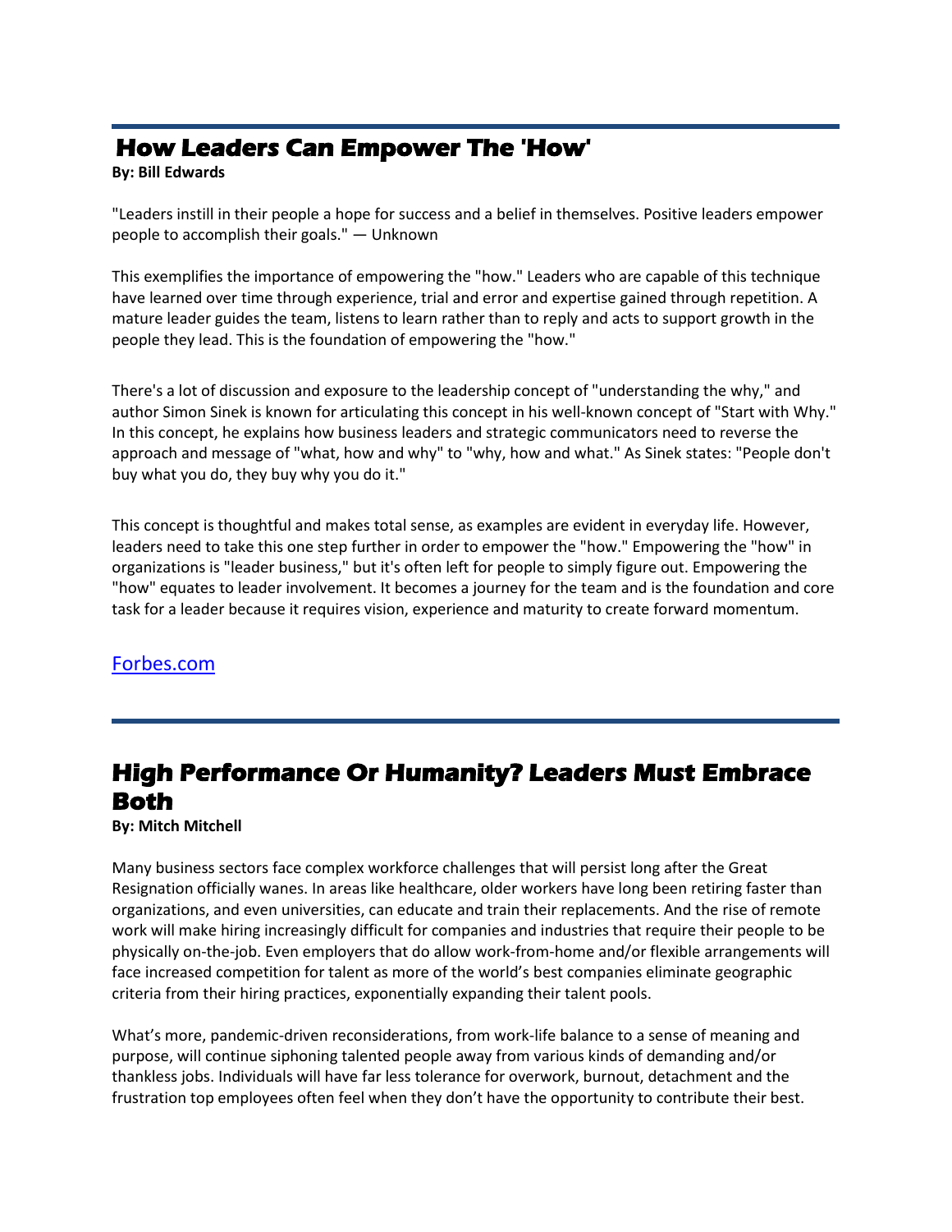## How Leaders Can Empower The 'How'

**By: Bill Edwards**

"Leaders instill in their people a hope for success and a belief in themselves. Positive leaders empower people to accomplish their goals." — Unknown

This exemplifies the importance of empowering the "how." Leaders who are capable of this technique have learned over time through experience, trial and error and expertise gained through repetition. A mature leader guides the team, listens to learn rather than to reply and acts to support growth in the people they lead. This is the foundation of empowering the "how."

There's a lot of discussion and exposure to the leadership concept of "understanding the why," and author Simon Sinek is known for articulating this concept in his well-known concept of "Start with Why." In this concept, he explains how business leaders and strategic communicators need to reverse the approach and message of "what, how and why" to "why, how and what." As Sinek states: "People don't buy what you do, they buy why you do it."

This concept is thoughtful and makes total sense, as examples are evident in everyday life. However, leaders need to take this one step further in order to empower the "how." Empowering the "how" in organizations is "leader business," but it's often left for people to simply figure out. Empowering the "how" equates to leader involvement. It becomes a journey for the team and is the foundation and core task for a leader because it requires vision, experience and maturity to create forward momentum.

Forbes.com

## High Performance Or Humanity? Leaders Must Embrace Both

**By: Mitch Mitchell**

Many business sectors face complex workforce challenges that will persist long after the Great Resignation officially wanes. In areas like healthcare, older workers have long been retiring faster than organizations, and even universities, can educate and train their replacements. And the rise of remote work will make hiring increasingly difficult for companies and industries that require their people to be physically on-the-job. Even employers that do allow work-from-home and/or flexible arrangements will face increased competition for talent as more of the world's best companies eliminate geographic criteria from their hiring practices, exponentially expanding their talent pools.

What's more, pandemic-driven reconsiderations, from work-life balance to a sense of meaning and purpose, will continue siphoning talented people away from various kinds of demanding and/or thankless jobs. Individuals will have far less tolerance for overwork, burnout, detachment and the frustration top employees often feel when they don't have the opportunity to contribute their best.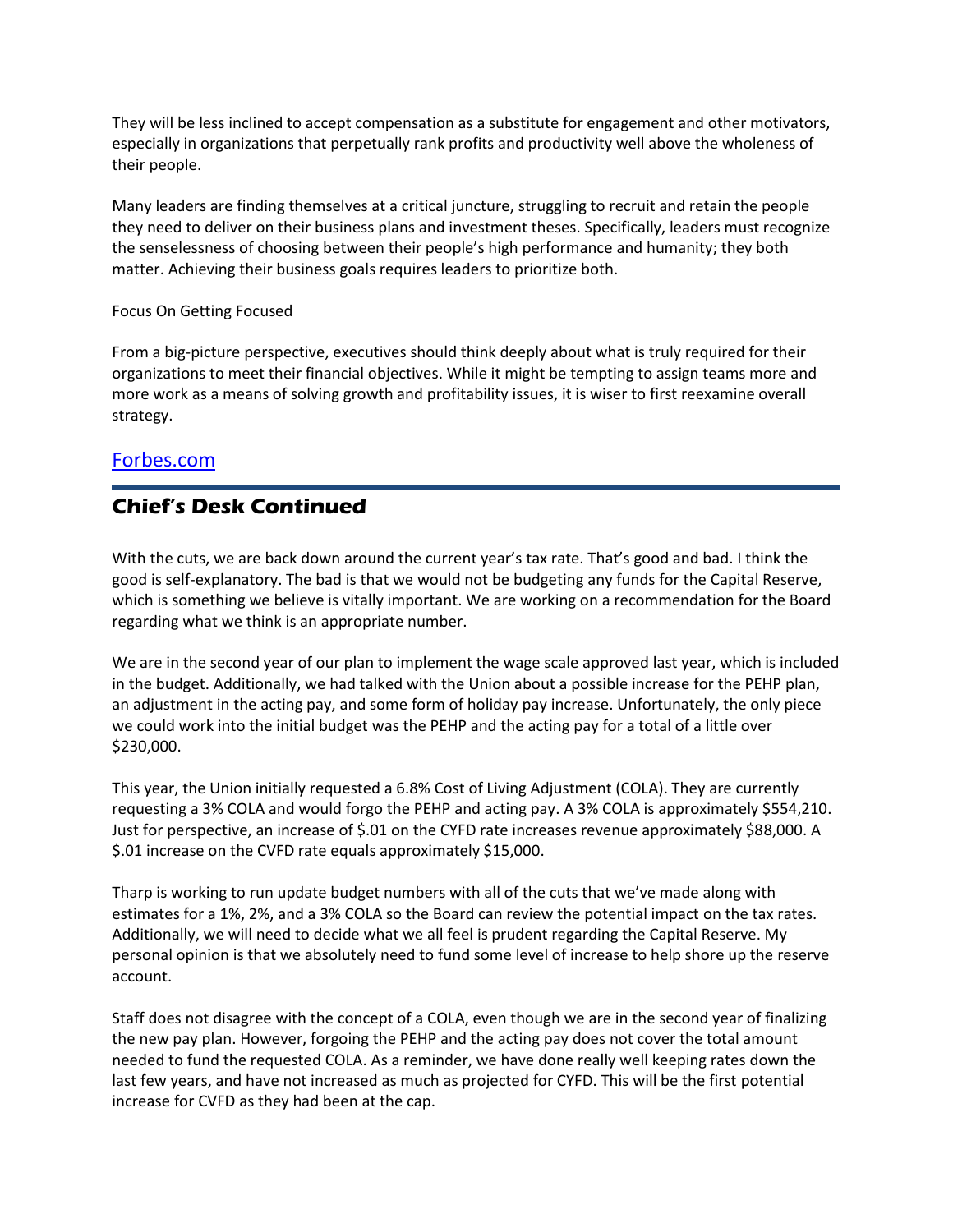They will be less inclined to accept compensation as a substitute for engagement and other motivators, especially in organizations that perpetually rank profits and productivity well above the wholeness of their people.

Many leaders are finding themselves at a critical juncture, struggling to recruit and retain the people they need to deliver on their business plans and investment theses. Specifically, leaders must recognize the senselessness of choosing between their people's high performance and humanity; they both matter. Achieving their business goals requires leaders to prioritize both.

Focus On Getting Focused

From a big-picture perspective, executives should think deeply about what is truly required for their organizations to meet their financial objectives. While it might be tempting to assign teams more and more work as a means of solving growth and profitability issues, it is wiser to first reexamine overall strategy.

[Forbes.com]

## Chief's Desk Continued

With the cuts, we are back down around the current year's tax rate. That's good and bad. I think the good is self-explanatory. The bad is that we would not be budgeting any funds for the Capital Reserve, which is something we believe is vitally important. We are working on a recommendation for the Board regarding what we think is an appropriate number.

We are in the second year of our plan to implement the wage scale approved last year, which is included in the budget. Additionally, we had talked with the Union about a possible increase for the PEHP plan, an adjustment in the acting pay, and some form of holiday pay increase. Unfortunately, the only piece we could work into the initial budget was the PEHP and the acting pay for a total of a little over $230,000.

This year, the Union initially requested a 6.8% Cost of Living Adjustment (COLA). They are currently requesting a 3% COLA and would forgo the PEHP and acting pay. A 3% COLA is approximately $554,210. Just for perspective, an increase of $.01 on the CYFD rate increases revenue approximately $88,000. A $.01 increase on the CVFD rate equals approximately $15,000.

Tharp is working to run update budget numbers with all of the cuts that we've made along with estimates for a 1%, 2%, and a 3% COLA so the Board can review the potential impact on the tax rates. Additionally, we will need to decide what we all feel is prudent regarding the Capital Reserve. My personal opinion is that we absolutely need to fund some level of increase to help shore up the reserve account.

Staff does not disagree with the concept of a COLA, even though we are in the second year of finalizing the new pay plan. However, forgoing the PEHP and the acting pay does not cover the total amount needed to fund the requested COLA. As a reminder, we have done really well keeping rates down the last few years, and have not increased as much as projected for CYFD. This will be the first potential increase for CVFD as they had been at the cap.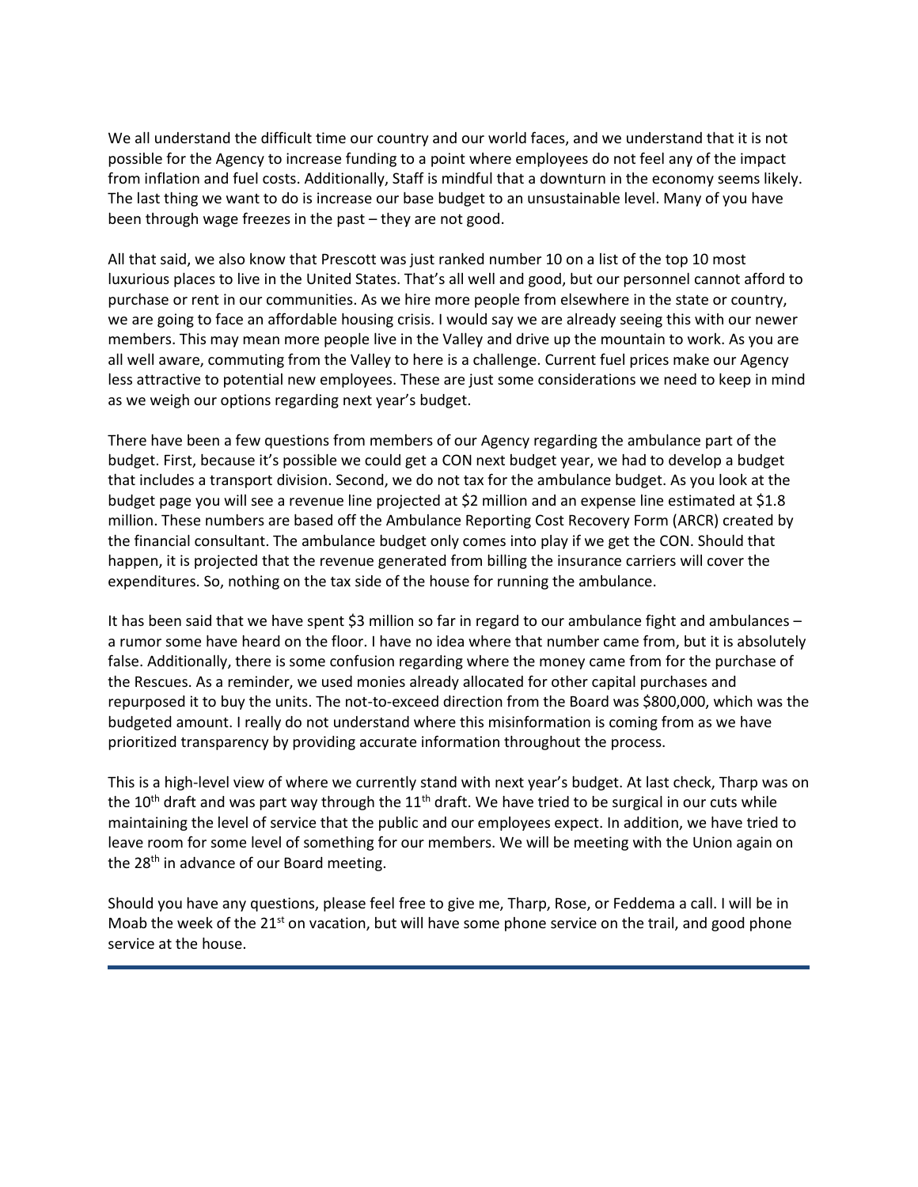We all understand the difficult time our country and our world faces, and we understand that it is not possible for the Agency to increase funding to a point where employees do not feel any of the impact from inflation and fuel costs. Additionally, Staff is mindful that a downturn in the economy seems likely. The last thing we want to do is increase our base budget to an unsustainable level. Many of you have been through wage freezes in the past – they are not good.

All that said, we also know that Prescott was just ranked number 10 on a list of the top 10 most luxurious places to live in the United States. That's all well and good, but our personnel cannot afford to purchase or rent in our communities. As we hire more people from elsewhere in the state or country, we are going to face an affordable housing crisis. I would say we are already seeing this with our newer members. This may mean more people live in the Valley and drive up the mountain to work. As you are all well aware, commuting from the Valley to here is a challenge. Current fuel prices make our Agency less attractive to potential new employees. These are just some considerations we need to keep in mind as we weigh our options regarding next year's budget.

There have been a few questions from members of our Agency regarding the ambulance part of the budget. First, because it's possible we could get a CON next budget year, we had to develop a budget that includes a transport division. Second, we do not tax for the ambulance budget. As you look at the budget page you will see a revenue line projected at $2 million and an expense line estimated at $1.8 million. These numbers are based off the Ambulance Reporting Cost Recovery Form (ARCR) created by the financial consultant. The ambulance budget only comes into play if we get the CON. Should that happen, it is projected that the revenue generated from billing the insurance carriers will cover the expenditures. So, nothing on the tax side of the house for running the ambulance.

It has been said that we have spent $3 million so far in regard to our ambulance fight and ambulances – a rumor some have heard on the floor. I have no idea where that number came from, but it is absolutely false. Additionally, there is some confusion regarding where the money came from for the purchase of the Rescues. As a reminder, we used monies already allocated for other capital purchases and repurposed it to buy the units. The not-to-exceed direction from the Board was $800,000, which was the budgeted amount. I really do not understand where this misinformation is coming from as we have prioritized transparency by providing accurate information throughout the process.

This is a high-level view of where we currently stand with next year's budget. At last check, Tharp was on the 10th draft and was part way through the 11th draft. We have tried to be surgical in our cuts while maintaining the level of service that the public and our employees expect. In addition, we have tried to leave room for some level of something for our members. We will be meeting with the Union again on the 28th in advance of our Board meeting.

Should you have any questions, please feel free to give me, Tharp, Rose, or Feddema a call. I will be in Moab the week of the 21st on vacation, but will have some phone service on the trail, and good phone service at the house.